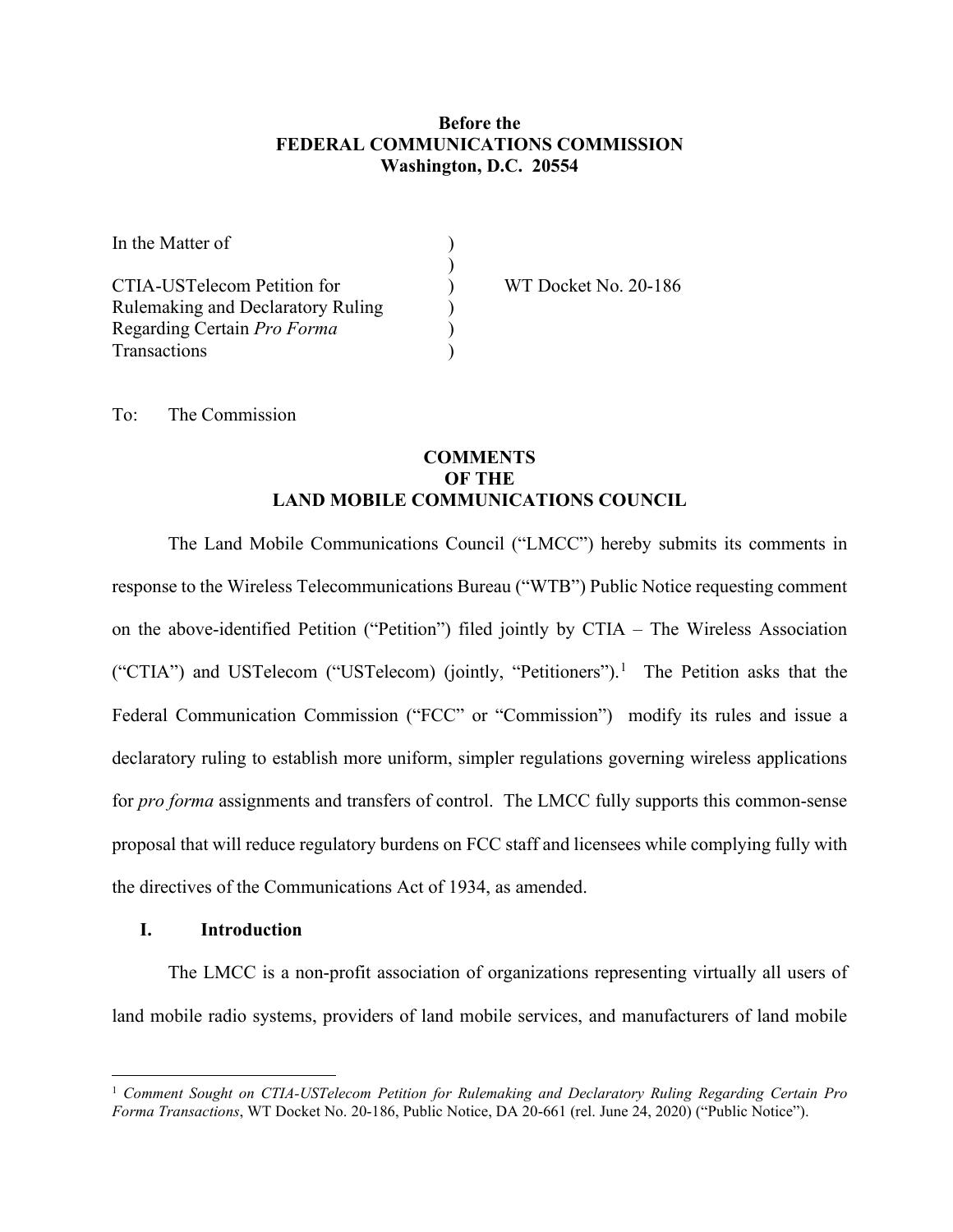**Before the**
**FEDERAL COMMUNICATIONS COMMISSION**
**Washington, D.C. 20554**

| | | |
|---|---|---|
| In the Matter of | ) | |
| | ) | |
| CTIA-USTelecom Petition for | ) | WT Docket No. 20-186 |
| Rulemaking and Declaratory Ruling | ) | |
| Regarding Certain *Pro Forma* | ) | |
| Transactions | ) | |

To: The Commission

**COMMENTS**
**OF THE**
**LAND MOBILE COMMUNICATIONS COUNCIL**

The Land Mobile Communications Council ("LMCC") hereby submits its comments in response to the Wireless Telecommunications Bureau ("WTB") Public Notice requesting comment on the above-identified Petition ("Petition") filed jointly by CTIA – The Wireless Association ("CTIA") and USTelecom ("USTelecom") (jointly, "Petitioners").[1] The Petition asks that the Federal Communication Commission ("FCC" or "Commission") modify its rules and issue a declaratory ruling to establish more uniform, simpler regulations governing wireless applications for *pro forma* assignments and transfers of control. The LMCC fully supports this common-sense proposal that will reduce regulatory burdens on FCC staff and licensees while complying fully with the directives of the Communications Act of 1934, as amended.

## I. Introduction

The LMCC is a non-profit association of organizations representing virtually all users of land mobile radio systems, providers of land mobile services, and manufacturers of land mobile

[1] *Comment Sought on CTIA-USTelecom Petition for Rulemaking and Declaratory Ruling Regarding Certain Pro Forma Transactions*, WT Docket No. 20-186, Public Notice, DA 20-661 (rel. June 24, 2020) ("Public Notice").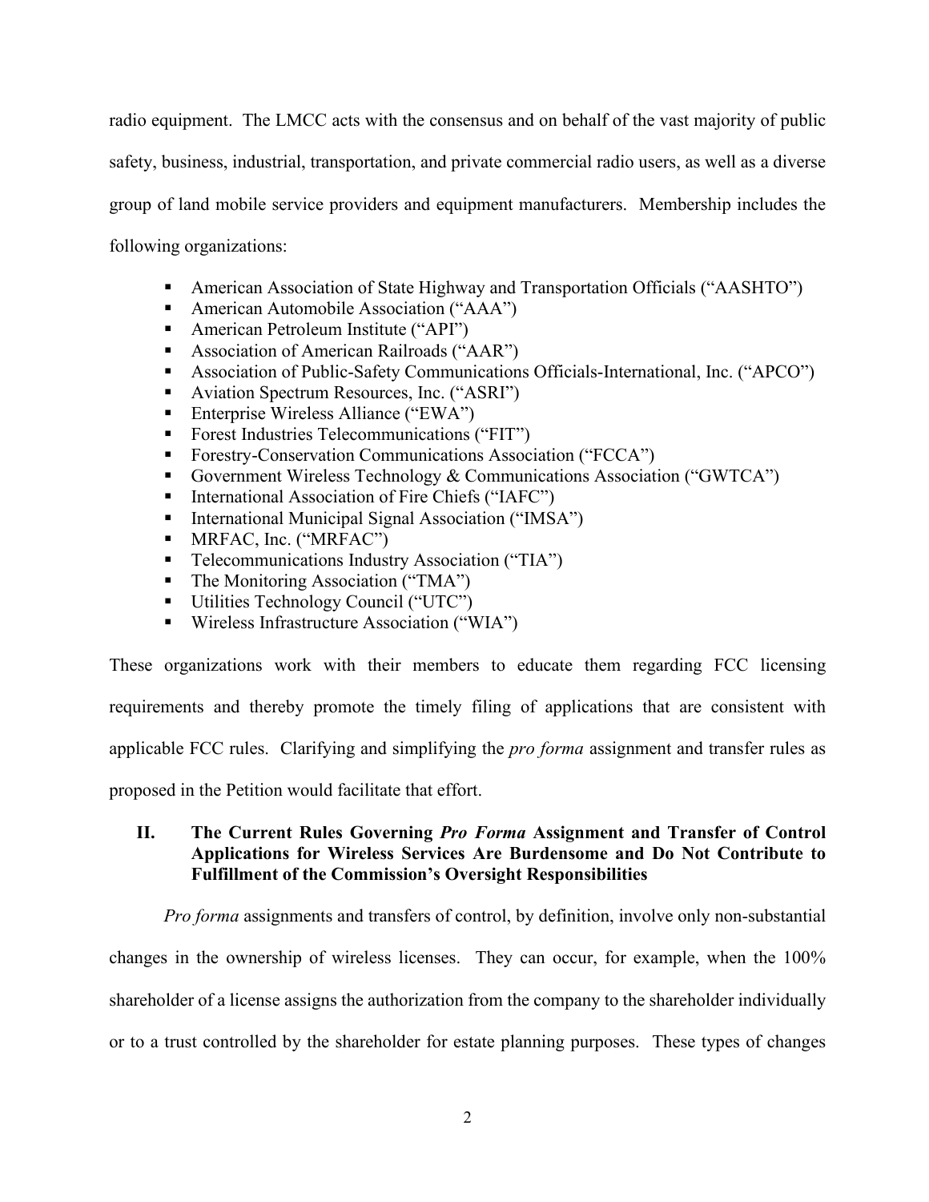radio equipment. The LMCC acts with the consensus and on behalf of the vast majority of public safety, business, industrial, transportation, and private commercial radio users, as well as a diverse group of land mobile service providers and equipment manufacturers. Membership includes the following organizations:

- American Association of State Highway and Transportation Officials ("AASHTO")
- American Automobile Association ("AAA")
- American Petroleum Institute ("API")
- Association of American Railroads ("AAR")
- Association of Public-Safety Communications Officials-International, Inc. ("APCO")
- Aviation Spectrum Resources, Inc. ("ASRI")
- Enterprise Wireless Alliance ("EWA")
- Forest Industries Telecommunications ("FIT")
- Forestry-Conservation Communications Association ("FCCA")
- Government Wireless Technology & Communications Association ("GWTCA")
- International Association of Fire Chiefs ("IAFC")
- International Municipal Signal Association ("IMSA")
- MRFAC, Inc. ("MRFAC")
- Telecommunications Industry Association ("TIA")
- The Monitoring Association ("TMA")
- Utilities Technology Council ("UTC")
- Wireless Infrastructure Association ("WIA")

These organizations work with their members to educate them regarding FCC licensing requirements and thereby promote the timely filing of applications that are consistent with applicable FCC rules. Clarifying and simplifying the *pro forma* assignment and transfer rules as proposed in the Petition would facilitate that effort.

## II. The Current Rules Governing *Pro Forma* Assignment and Transfer of Control Applications for Wireless Services Are Burdensome and Do Not Contribute to Fulfillment of the Commission's Oversight Responsibilities

*Pro forma* assignments and transfers of control, by definition, involve only non-substantial changes in the ownership of wireless licenses. They can occur, for example, when the 100% shareholder of a license assigns the authorization from the company to the shareholder individually or to a trust controlled by the shareholder for estate planning purposes. These types of changes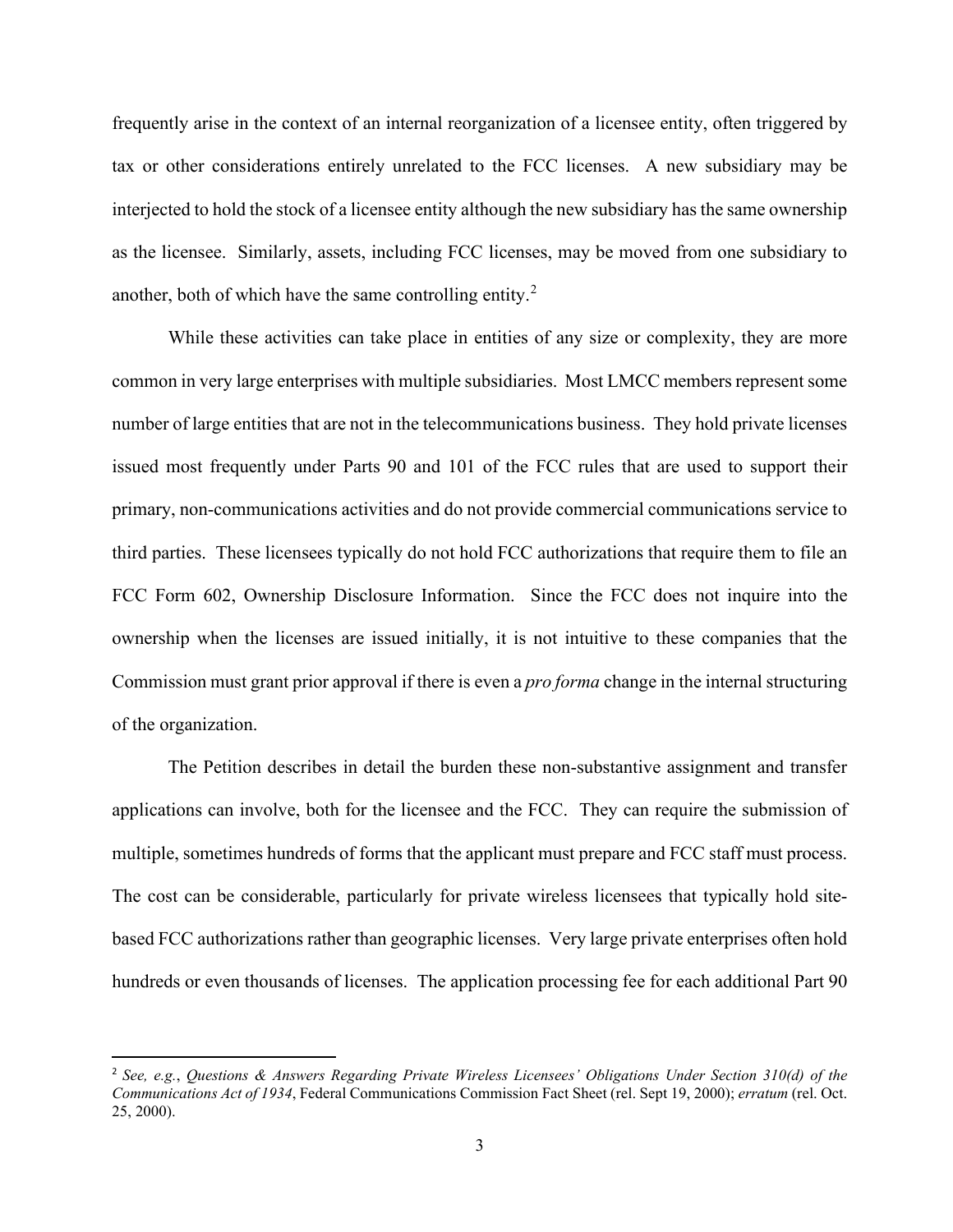frequently arise in the context of an internal reorganization of a licensee entity, often triggered by tax or other considerations entirely unrelated to the FCC licenses. A new subsidiary may be interjected to hold the stock of a licensee entity although the new subsidiary has the same ownership as the licensee. Similarly, assets, including FCC licenses, may be moved from one subsidiary to another, both of which have the same controlling entity.[2]

While these activities can take place in entities of any size or complexity, they are more common in very large enterprises with multiple subsidiaries. Most LMCC members represent some number of large entities that are not in the telecommunications business. They hold private licenses issued most frequently under Parts 90 and 101 of the FCC rules that are used to support their primary, non-communications activities and do not provide commercial communications service to third parties. These licensees typically do not hold FCC authorizations that require them to file an FCC Form 602, Ownership Disclosure Information. Since the FCC does not inquire into the ownership when the licenses are issued initially, it is not intuitive to these companies that the Commission must grant prior approval if there is even a *pro forma* change in the internal structuring of the organization.

The Petition describes in detail the burden these non-substantive assignment and transfer applications can involve, both for the licensee and the FCC. They can require the submission of multiple, sometimes hundreds of forms that the applicant must prepare and FCC staff must process. The cost can be considerable, particularly for private wireless licensees that typically hold site-based FCC authorizations rather than geographic licenses. Very large private enterprises often hold hundreds or even thousands of licenses. The application processing fee for each additional Part 90

---

[2] *See, e.g.*, *Questions & Answers Regarding Private Wireless Licensees' Obligations Under Section 310(d) of the Communications Act of 1934*, Federal Communications Commission Fact Sheet (rel. Sept 19, 2000); *erratum* (rel. Oct. 25, 2000).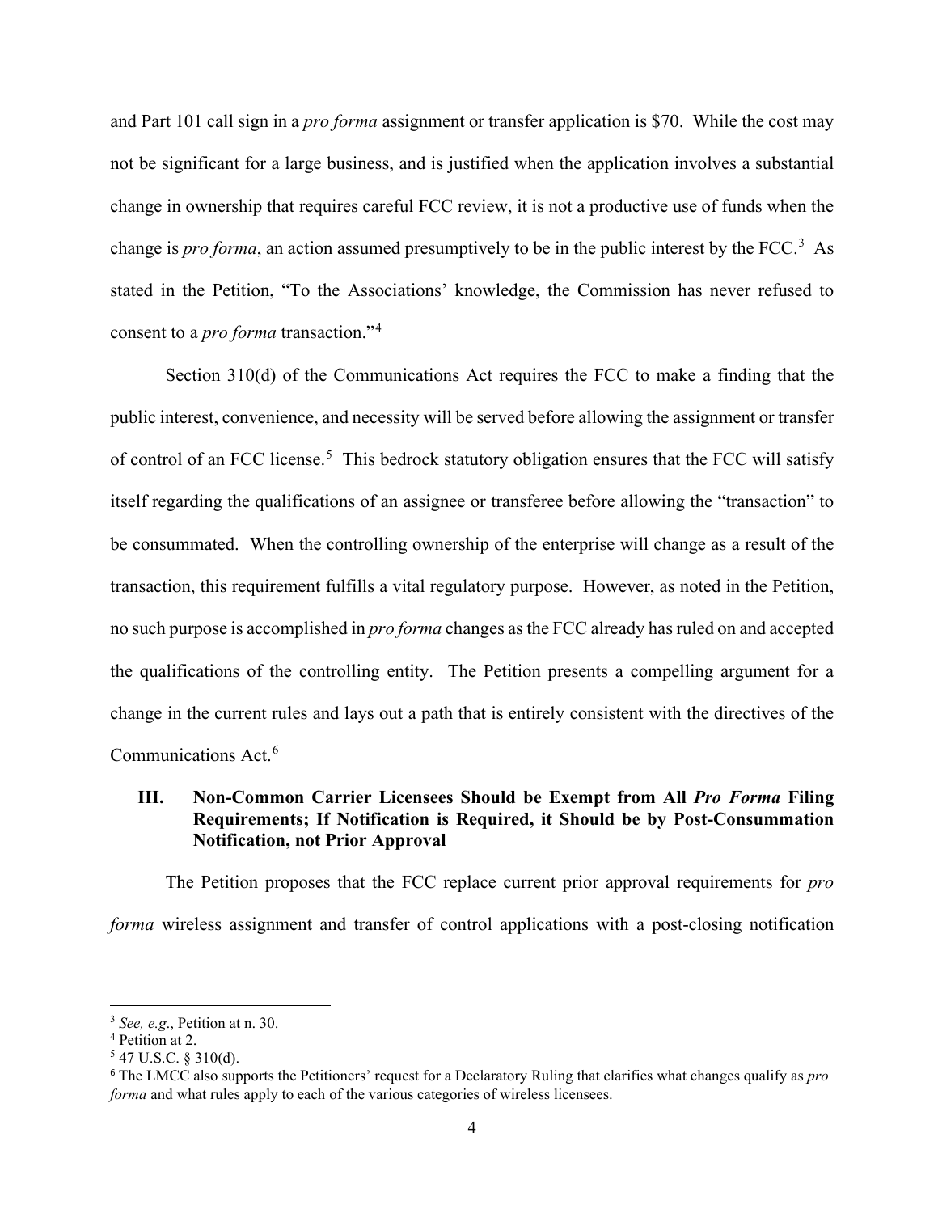and Part 101 call sign in a *pro forma* assignment or transfer application is $70. While the cost may not be significant for a large business, and is justified when the application involves a substantial change in ownership that requires careful FCC review, it is not a productive use of funds when the change is *pro forma*, an action assumed presumptively to be in the public interest by the FCC.[3] As stated in the Petition, "To the Associations' knowledge, the Commission has never refused to consent to a *pro forma* transaction."[4]

Section 310(d) of the Communications Act requires the FCC to make a finding that the public interest, convenience, and necessity will be served before allowing the assignment or transfer of control of an FCC license.[5] This bedrock statutory obligation ensures that the FCC will satisfy itself regarding the qualifications of an assignee or transferee before allowing the "transaction" to be consummated. When the controlling ownership of the enterprise will change as a result of the transaction, this requirement fulfills a vital regulatory purpose. However, as noted in the Petition, no such purpose is accomplished in *pro forma* changes as the FCC already has ruled on and accepted the qualifications of the controlling entity. The Petition presents a compelling argument for a change in the current rules and lays out a path that is entirely consistent with the directives of the Communications Act.[6]

## III. Non-Common Carrier Licensees Should be Exempt from All *Pro Forma* Filing Requirements; If Notification is Required, it Should be by Post-Consummation Notification, not Prior Approval

The Petition proposes that the FCC replace current prior approval requirements for *pro forma* wireless assignment and transfer of control applications with a post-closing notification

---

[3] *See, e.g*., Petition at n. 30.

[4] Petition at 2.

[5] 47 U.S.C. § 310(d).

[6] The LMCC also supports the Petitioners' request for a Declaratory Ruling that clarifies what changes qualify as *pro forma* and what rules apply to each of the various categories of wireless licensees.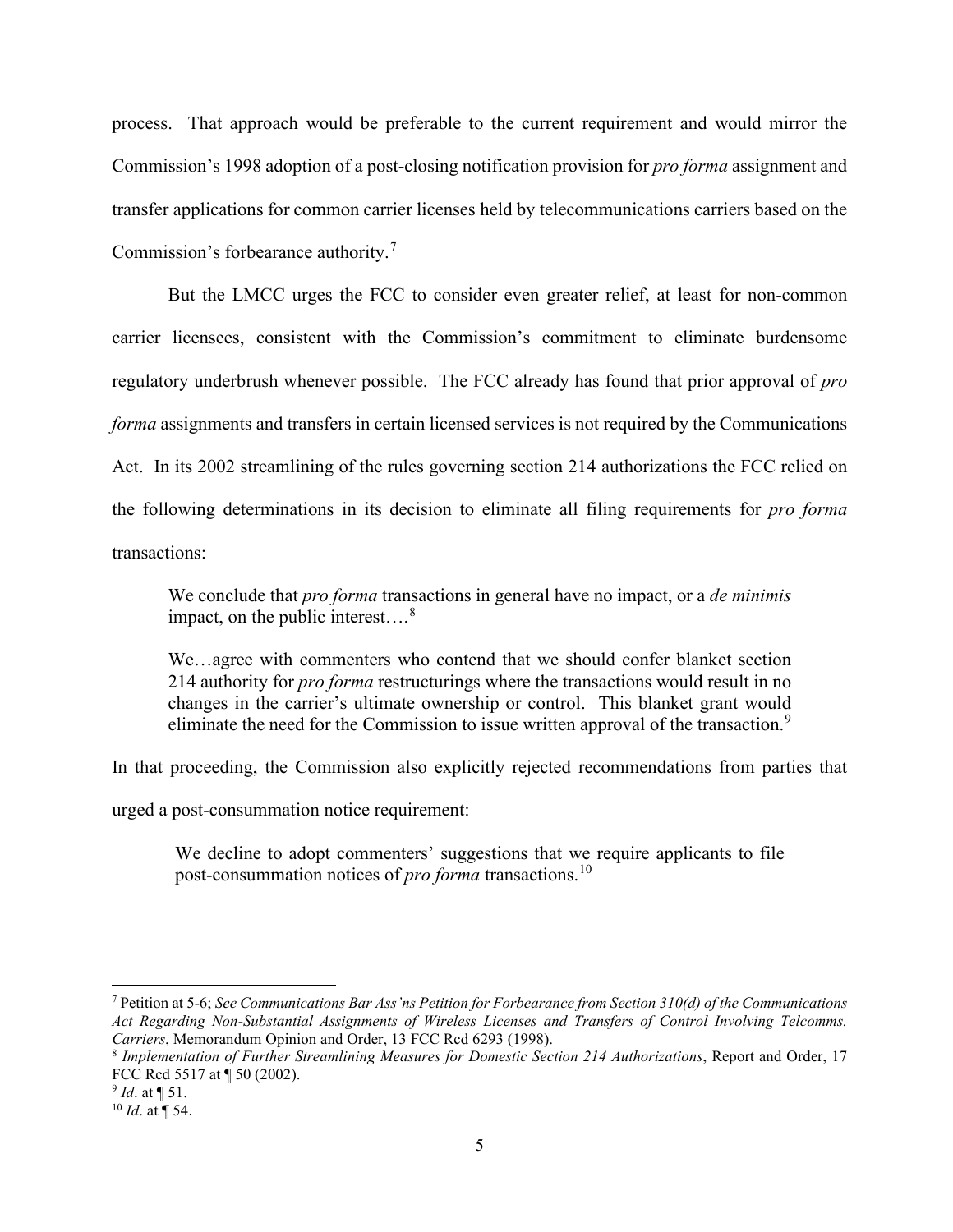process. That approach would be preferable to the current requirement and would mirror the Commission's 1998 adoption of a post-closing notification provision for *pro forma* assignment and transfer applications for common carrier licenses held by telecommunications carriers based on the Commission's forbearance authority.[7]

But the LMCC urges the FCC to consider even greater relief, at least for non-common carrier licensees, consistent with the Commission's commitment to eliminate burdensome regulatory underbrush whenever possible. The FCC already has found that prior approval of *pro forma* assignments and transfers in certain licensed services is not required by the Communications Act. In its 2002 streamlining of the rules governing section 214 authorizations the FCC relied on the following determinations in its decision to eliminate all filing requirements for *pro forma* transactions:

> We conclude that *pro forma* transactions in general have no impact, or a *de minimis* impact, on the public interest….[8]
>
> We…agree with commenters who contend that we should confer blanket section 214 authority for *pro forma* restructurings where the transactions would result in no changes in the carrier's ultimate ownership or control. This blanket grant would eliminate the need for the Commission to issue written approval of the transaction.[9]

In that proceeding, the Commission also explicitly rejected recommendations from parties that urged a post-consummation notice requirement:

> We decline to adopt commenters' suggestions that we require applicants to file post-consummation notices of *pro forma* transactions.[10]

---

[7] Petition at 5-6; *See Communications Bar Ass'ns Petition for Forbearance from Section 310(d) of the Communications Act Regarding Non-Substantial Assignments of Wireless Licenses and Transfers of Control Involving Telcomms. Carriers*, Memorandum Opinion and Order, 13 FCC Rcd 6293 (1998).

[8] *Implementation of Further Streamlining Measures for Domestic Section 214 Authorizations*, Report and Order, 17 FCC Rcd 5517 at ¶ 50 (2002).

[9] *Id*. at ¶ 51.

[10] *Id*. at ¶ 54.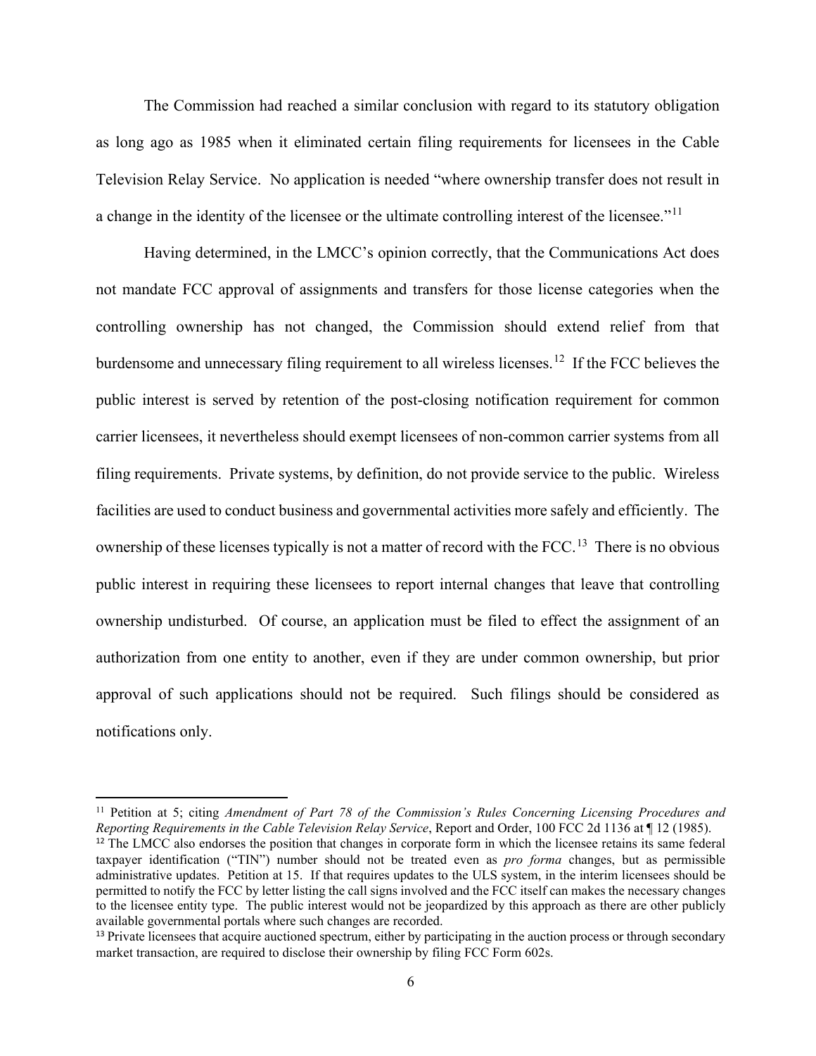The Commission had reached a similar conclusion with regard to its statutory obligation as long ago as 1985 when it eliminated certain filing requirements for licensees in the Cable Television Relay Service. No application is needed "where ownership transfer does not result in a change in the identity of the licensee or the ultimate controlling interest of the licensee."[11]

Having determined, in the LMCC's opinion correctly, that the Communications Act does not mandate FCC approval of assignments and transfers for those license categories when the controlling ownership has not changed, the Commission should extend relief from that burdensome and unnecessary filing requirement to all wireless licenses.[12] If the FCC believes the public interest is served by retention of the post-closing notification requirement for common carrier licensees, it nevertheless should exempt licensees of non-common carrier systems from all filing requirements. Private systems, by definition, do not provide service to the public. Wireless facilities are used to conduct business and governmental activities more safely and efficiently. The ownership of these licenses typically is not a matter of record with the FCC.[13] There is no obvious public interest in requiring these licensees to report internal changes that leave that controlling ownership undisturbed. Of course, an application must be filed to effect the assignment of an authorization from one entity to another, even if they are under common ownership, but prior approval of such applications should not be required. Such filings should be considered as notifications only.

---

[11] Petition at 5; citing *Amendment of Part 78 of the Commission's Rules Concerning Licensing Procedures and Reporting Requirements in the Cable Television Relay Service*, Report and Order, 100 FCC 2d 1136 at ¶ 12 (1985).

[12] The LMCC also endorses the position that changes in corporate form in which the licensee retains its same federal taxpayer identification ("TIN") number should not be treated even as *pro forma* changes, but as permissible administrative updates. Petition at 15. If that requires updates to the ULS system, in the interim licensees should be permitted to notify the FCC by letter listing the call signs involved and the FCC itself can makes the necessary changes to the licensee entity type. The public interest would not be jeopardized by this approach as there are other publicly available governmental portals where such changes are recorded.

[13] Private licensees that acquire auctioned spectrum, either by participating in the auction process or through secondary market transaction, are required to disclose their ownership by filing FCC Form 602s.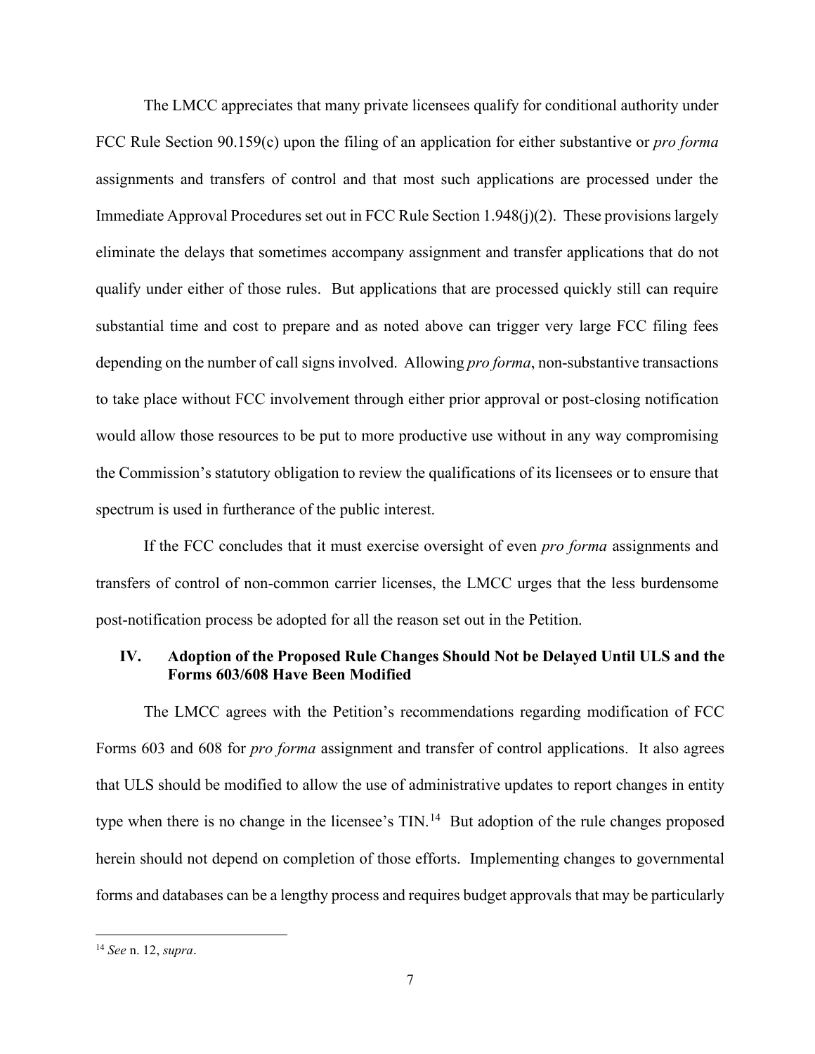The LMCC appreciates that many private licensees qualify for conditional authority under FCC Rule Section 90.159(c) upon the filing of an application for either substantive or *pro forma* assignments and transfers of control and that most such applications are processed under the Immediate Approval Procedures set out in FCC Rule Section 1.948(j)(2). These provisions largely eliminate the delays that sometimes accompany assignment and transfer applications that do not qualify under either of those rules. But applications that are processed quickly still can require substantial time and cost to prepare and as noted above can trigger very large FCC filing fees depending on the number of call signs involved. Allowing *pro forma*, non-substantive transactions to take place without FCC involvement through either prior approval or post-closing notification would allow those resources to be put to more productive use without in any way compromising the Commission's statutory obligation to review the qualifications of its licensees or to ensure that spectrum is used in furtherance of the public interest.

If the FCC concludes that it must exercise oversight of even *pro forma* assignments and transfers of control of non-common carrier licenses, the LMCC urges that the less burdensome post-notification process be adopted for all the reason set out in the Petition.

## IV. Adoption of the Proposed Rule Changes Should Not be Delayed Until ULS and the Forms 603/608 Have Been Modified

The LMCC agrees with the Petition's recommendations regarding modification of FCC Forms 603 and 608 for *pro forma* assignment and transfer of control applications. It also agrees that ULS should be modified to allow the use of administrative updates to report changes in entity type when there is no change in the licensee's TIN.[14] But adoption of the rule changes proposed herein should not depend on completion of those efforts. Implementing changes to governmental forms and databases can be a lengthy process and requires budget approvals that may be particularly

[14] *See* n. 12, *supra*.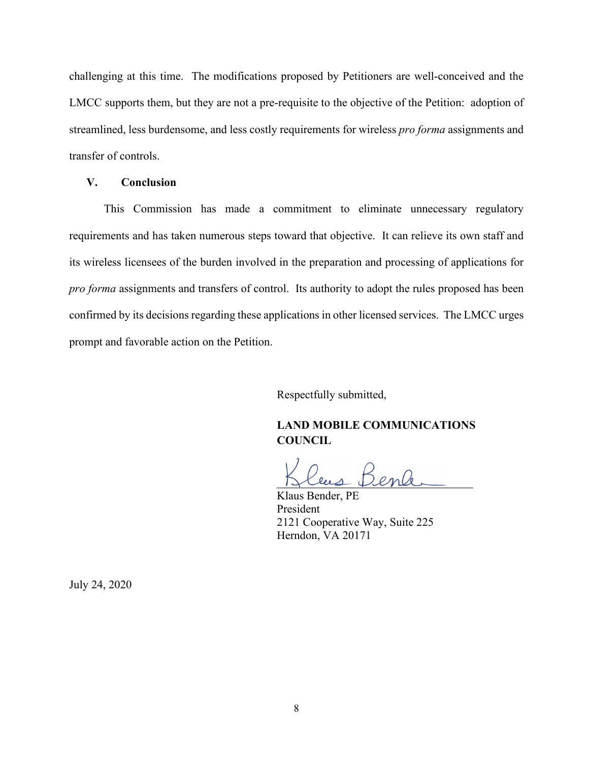challenging at this time. The modifications proposed by Petitioners are well-conceived and the LMCC supports them, but they are not a pre-requisite to the objective of the Petition: adoption of streamlined, less burdensome, and less costly requirements for wireless *pro forma* assignments and transfer of controls.

## V. Conclusion

This Commission has made a commitment to eliminate unnecessary regulatory requirements and has taken numerous steps toward that objective. It can relieve its own staff and its wireless licensees of the burden involved in the preparation and processing of applications for *pro forma* assignments and transfers of control. Its authority to adopt the rules proposed has been confirmed by its decisions regarding these applications in other licensed services. The LMCC urges prompt and favorable action on the Petition.

Respectfully submitted,

**LAND MOBILE COMMUNICATIONS COUNCIL**

Klaus Bender, PE
President
2121 Cooperative Way, Suite 225
Herndon, VA 20171

July 24, 2020